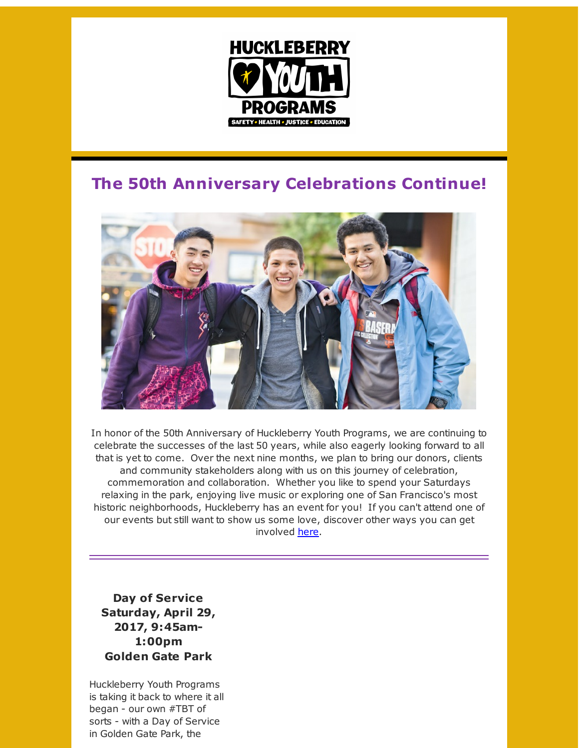# The 50th Anniversary Celebrations Continue!

In honor of the 50th Anniversary of Huckleberry Youth Programs, we are continuing to celebrate the successes of the last 50 years, while also eagerly looking forward to all that is yet to come. Over the next nine months, we plan to bring our donors, clients and community stakeholders along with us on this journey of celebration, commemoration and collaboration. Whether you like to spend your Saturdays relaxing in the park, enjoying live music or exploring one of San Francisco's most historic neighborhoods, Huckleberry has an event for you! If you can't attend one of our events but still want to show us some love, discover other ways you can get involved [here](#).

---

**Day of Service**
**Saturday, April 29, 2017, 9:45am-1:00pm**
**Golden Gate Park**

Huckleberry Youth Programs is taking it back to where it all began - our own #TBT of sorts - with a Day of Service in Golden Gate Park, the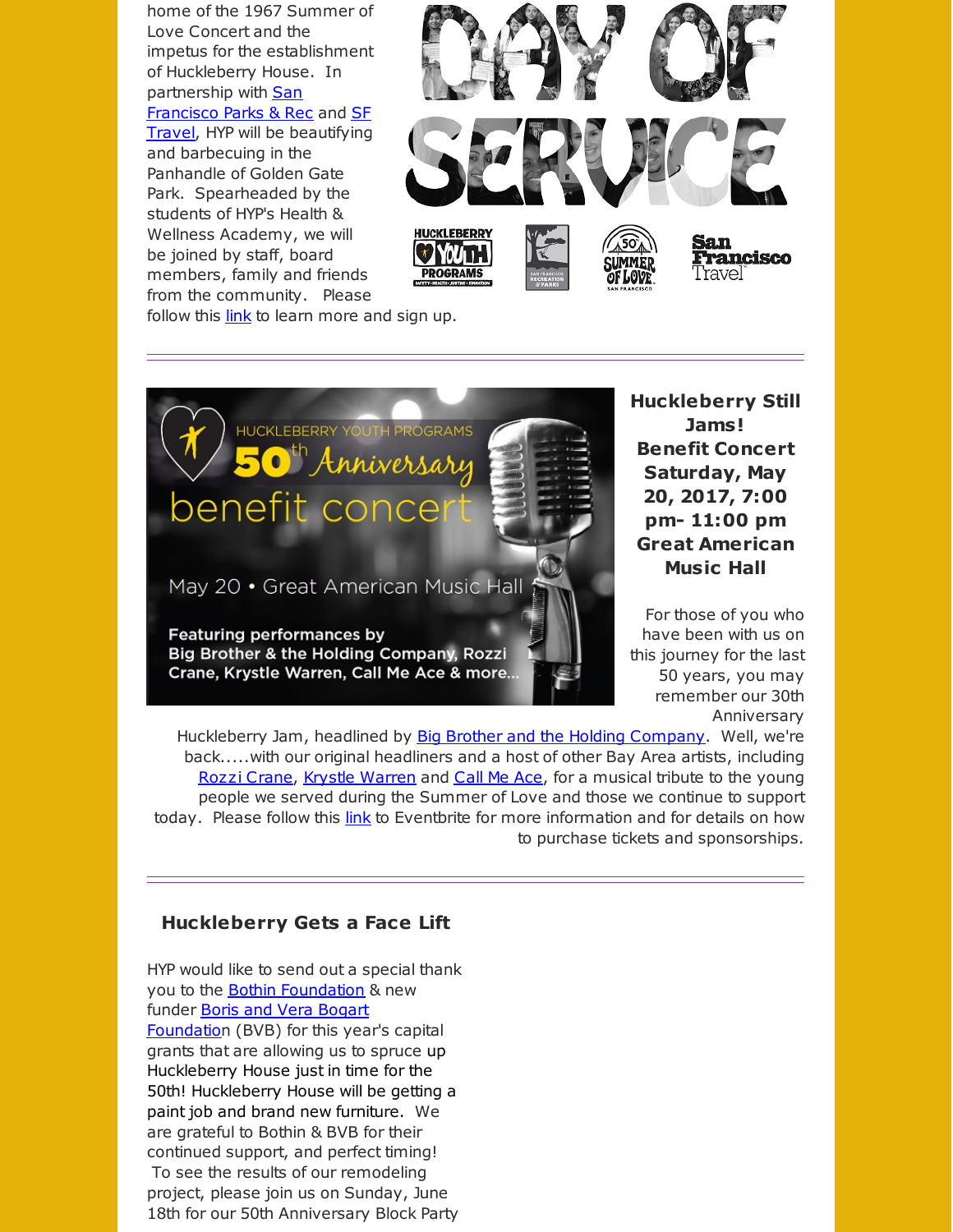home of the 1967 Summer of Love Concert and the impetus for the establishment of Huckleberry House. In partnership with San Francisco Parks & Rec and SF Travel, HYP will be beautifying and barbecuing in the Panhandle of Golden Gate Park. Spearheaded by the students of HYP's Health & Wellness Academy, we will be joined by staff, board members, family and friends from the community. Please follow this link to learn more and sign up.

---

**Huckleberry Still Jams! Benefit Concert Saturday, May 20, 2017, 7:00 pm- 11:00 pm Great American Music Hall**

For those of you who have been with us on this journey for the last 50 years, you may remember our 30th Anniversary Huckleberry Jam, headlined by Big Brother and the Holding Company. Well, we're back.....with our original headliners and a host of other Bay Area artists, including Rozzi Crane, Krystle Warren and Call Me Ace, for a musical tribute to the young people we served during the Summer of Love and those we continue to support today. Please follow this link to Eventbrite for more information and for details on how to purchase tickets and sponsorships.

---

**Huckleberry Gets a Face Lift**

HYP would like to send out a special thank you to the Bothin Foundation & new funder Boris and Vera Bogart Foundation (BVB) for this year's capital grants that are allowing us to spruce up Huckleberry House just in time for the 50th! Huckleberry House will be getting a paint job and brand new furniture. We are grateful to Bothin & BVB for their continued support, and perfect timing! To see the results of our remodeling project, please join us on Sunday, June 18th for our 50th Anniversary Block Party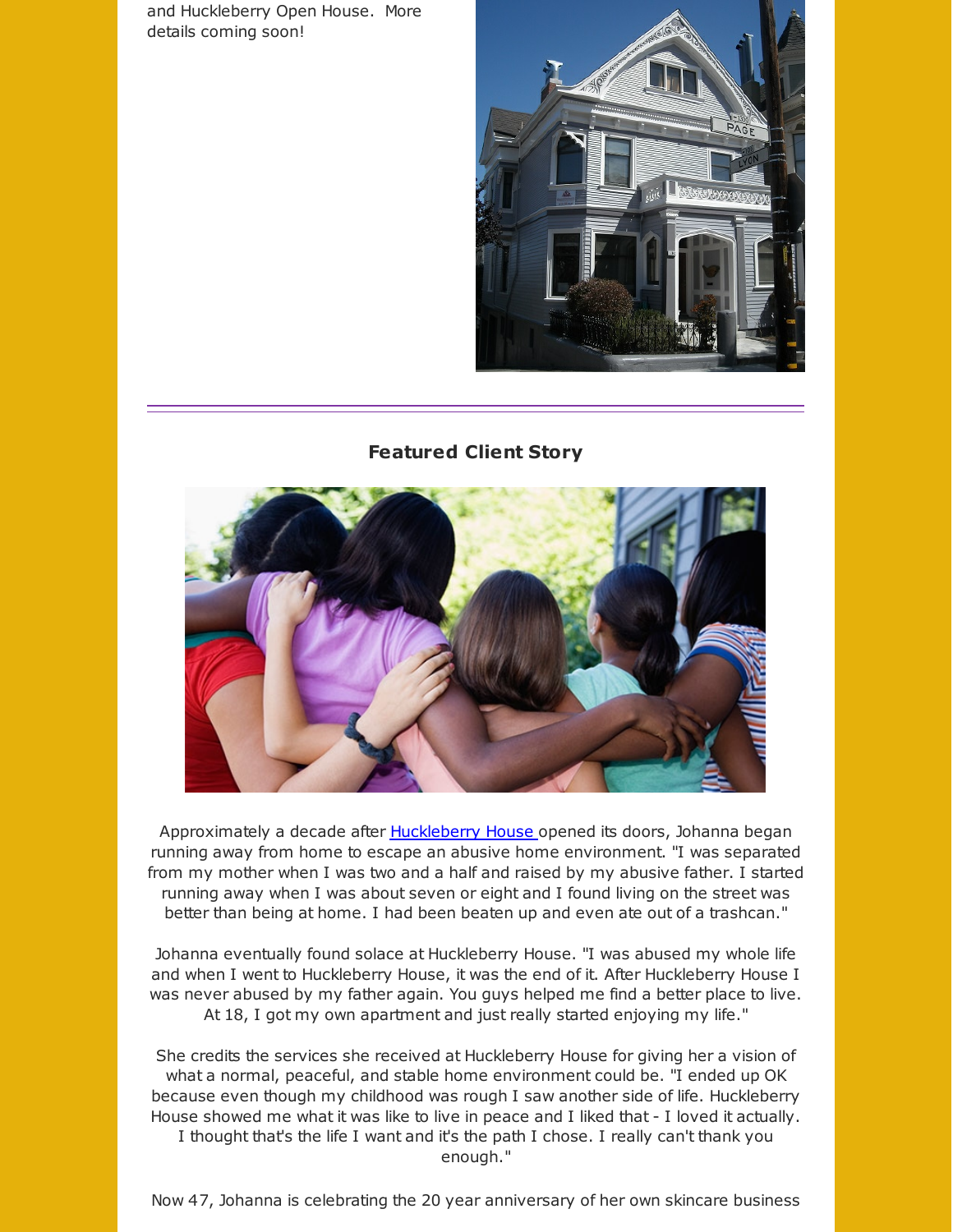and Huckleberry Open House. More details coming soon!

### Featured Client Story

Approximately a decade after Huckleberry House opened its doors, Johanna began running away from home to escape an abusive home environment. "I was separated from my mother when I was two and a half and raised by my abusive father. I started running away when I was about seven or eight and I found living on the street was better than being at home. I had been beaten up and even ate out of a trashcan."

Johanna eventually found solace at Huckleberry House. "I was abused my whole life and when I went to Huckleberry House, it was the end of it. After Huckleberry House I was never abused by my father again. You guys helped me find a better place to live. At 18, I got my own apartment and just really started enjoying my life."

She credits the services she received at Huckleberry House for giving her a vision of what a normal, peaceful, and stable home environment could be. "I ended up OK because even though my childhood was rough I saw another side of life. Huckleberry House showed me what it was like to live in peace and I liked that - I loved it actually. I thought that's the life I want and it's the path I chose. I really can't thank you enough."

Now 47, Johanna is celebrating the 20 year anniversary of her own skincare business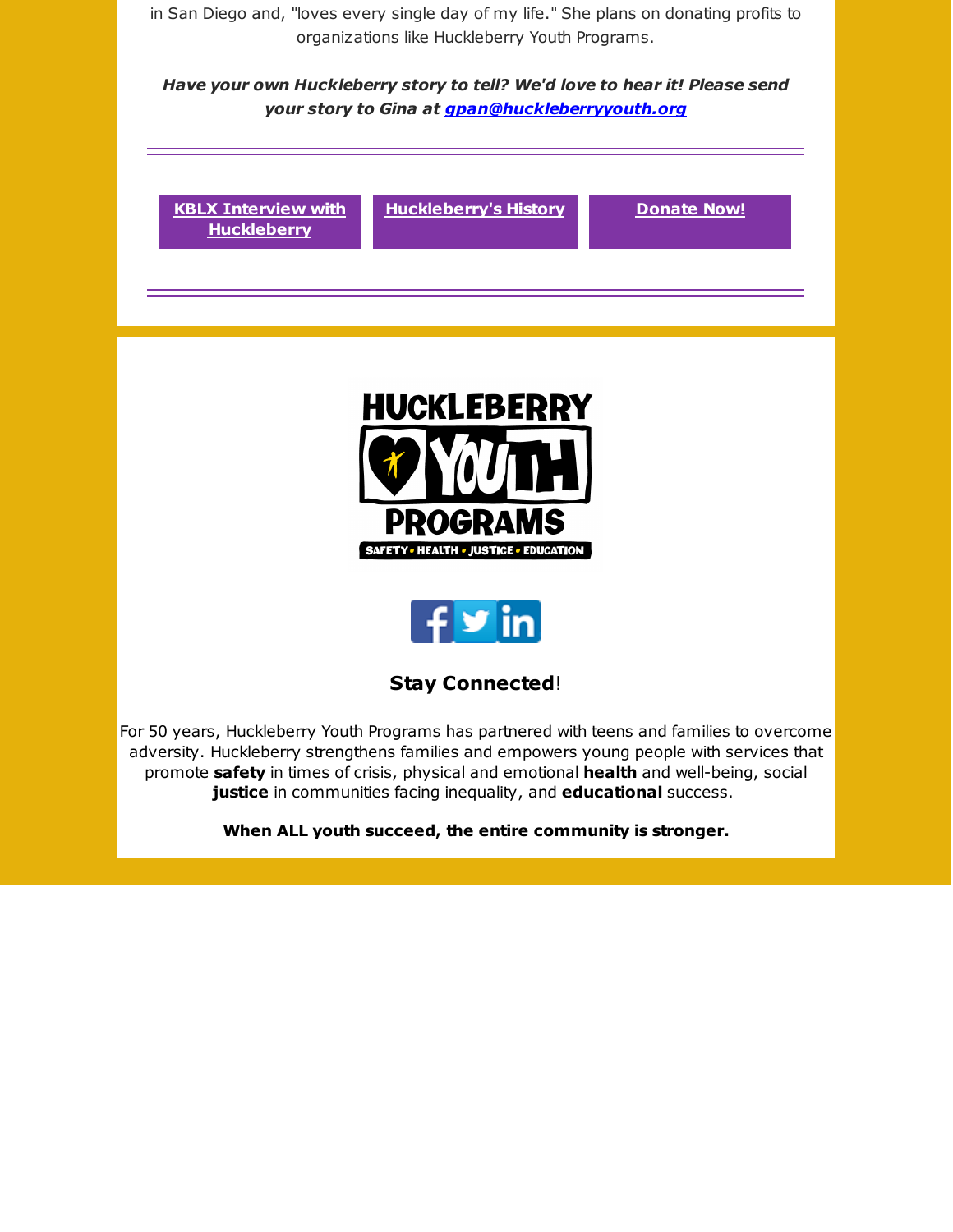in San Diego and, "loves every single day of my life." She plans on donating profits to organizations like Huckleberry Youth Programs.

***Have your own Huckleberry story to tell? We'd love to hear it! Please send your story to Gina at gpan@huckleberryyouth.org***

---

**KBLX Interview with Huckleberry** | **Huckleberry's History** | **Donate Now!**

---

**Stay Connected**!

For 50 years, Huckleberry Youth Programs has partnered with teens and families to overcome adversity. Huckleberry strengthens families and empowers young people with services that promote **safety** in times of crisis, physical and emotional **health** and well-being, social **justice** in communities facing inequality, and **educational** success.

**When ALL youth succeed, the entire community is stronger.**